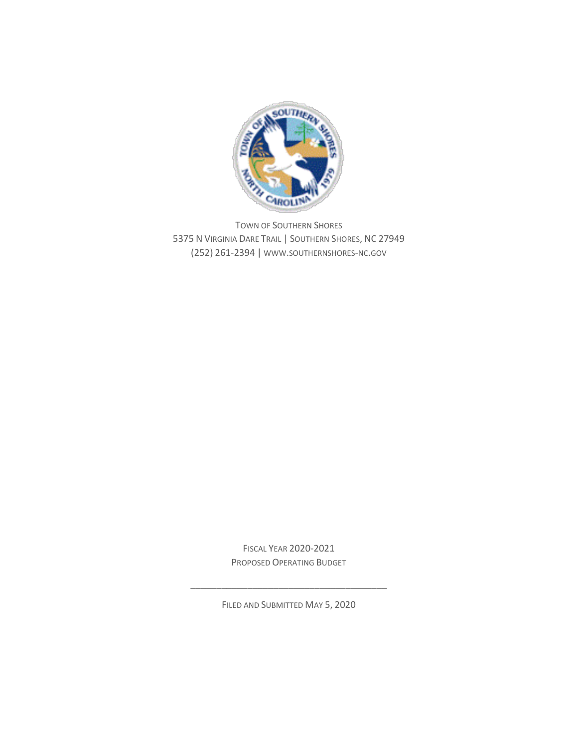TOWN OF SOUTHERN SHORES
5375 N VIRGINIA DARE TRAIL | SOUTHERN SHORES, NC 27949
(252) 261-2394 | WWW.SOUTHERNSHORES-NC.GOV

FISCAL YEAR 2020-2021
PROPOSED OPERATING BUDGET

---

FILED AND SUBMITTED MAY 5, 2020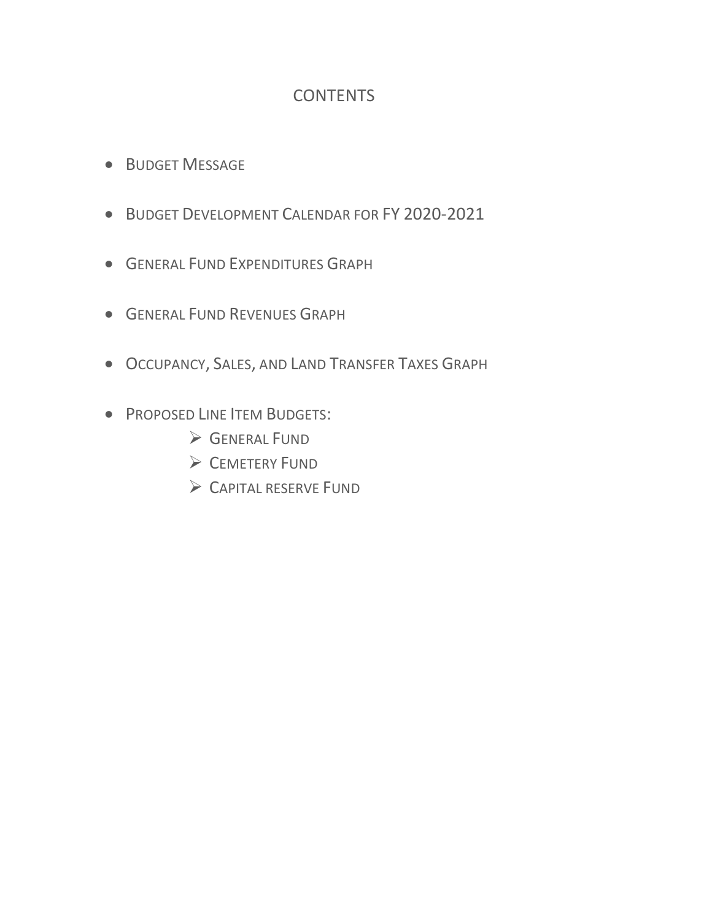# CONTENTS

- BUDGET MESSAGE
- BUDGET DEVELOPMENT CALENDAR FOR FY 2020-2021
- GENERAL FUND EXPENDITURES GRAPH
- GENERAL FUND REVENUES GRAPH
- OCCUPANCY, SALES, AND LAND TRANSFER TAXES GRAPH
- PROPOSED LINE ITEM BUDGETS:
  - GENERAL FUND
  - CEMETERY FUND
  - CAPITAL RESERVE FUND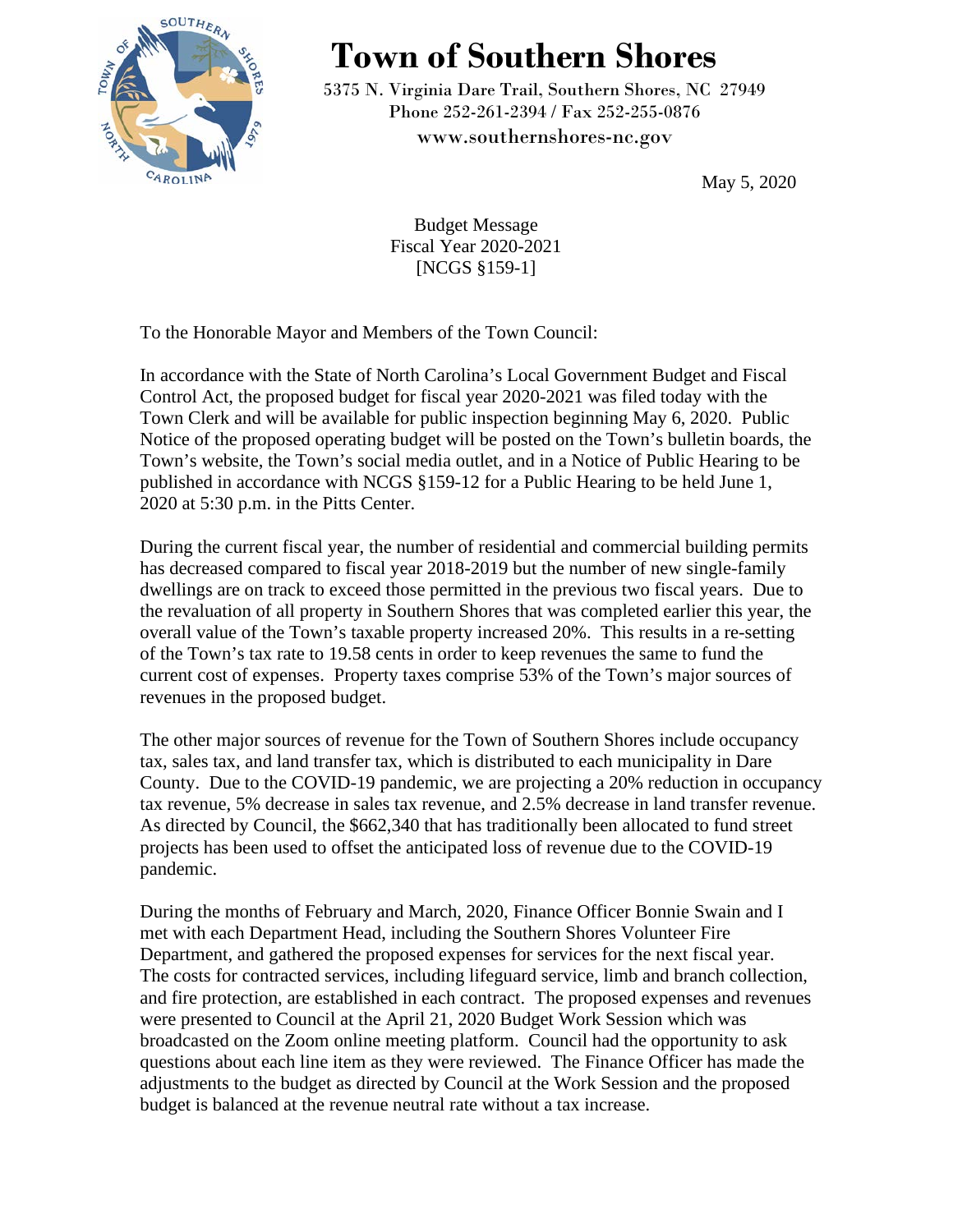# Town of Southern Shores

5375 N. Virginia Dare Trail, Southern Shores, NC 27949
Phone 252-261-2394 / Fax 252-255-0876
www.southernshores-nc.gov

May 5, 2020

Budget Message
Fiscal Year 2020-2021
[NCGS §159-1]

To the Honorable Mayor and Members of the Town Council:

In accordance with the State of North Carolina's Local Government Budget and Fiscal Control Act, the proposed budget for fiscal year 2020-2021 was filed today with the Town Clerk and will be available for public inspection beginning May 6, 2020. Public Notice of the proposed operating budget will be posted on the Town's bulletin boards, the Town's website, the Town's social media outlet, and in a Notice of Public Hearing to be published in accordance with NCGS §159-12 for a Public Hearing to be held June 1, 2020 at 5:30 p.m. in the Pitts Center.

During the current fiscal year, the number of residential and commercial building permits has decreased compared to fiscal year 2018-2019 but the number of new single-family dwellings are on track to exceed those permitted in the previous two fiscal years. Due to the revaluation of all property in Southern Shores that was completed earlier this year, the overall value of the Town's taxable property increased 20%. This results in a re-setting of the Town's tax rate to 19.58 cents in order to keep revenues the same to fund the current cost of expenses. Property taxes comprise 53% of the Town's major sources of revenues in the proposed budget.

The other major sources of revenue for the Town of Southern Shores include occupancy tax, sales tax, and land transfer tax, which is distributed to each municipality in Dare County. Due to the COVID-19 pandemic, we are projecting a 20% reduction in occupancy tax revenue, 5% decrease in sales tax revenue, and 2.5% decrease in land transfer revenue. As directed by Council, the $662,340 that has traditionally been allocated to fund street projects has been used to offset the anticipated loss of revenue due to the COVID-19 pandemic.

During the months of February and March, 2020, Finance Officer Bonnie Swain and I met with each Department Head, including the Southern Shores Volunteer Fire Department, and gathered the proposed expenses for services for the next fiscal year. The costs for contracted services, including lifeguard service, limb and branch collection, and fire protection, are established in each contract. The proposed expenses and revenues were presented to Council at the April 21, 2020 Budget Work Session which was broadcasted on the Zoom online meeting platform. Council had the opportunity to ask questions about each line item as they were reviewed. The Finance Officer has made the adjustments to the budget as directed by Council at the Work Session and the proposed budget is balanced at the revenue neutral rate without a tax increase.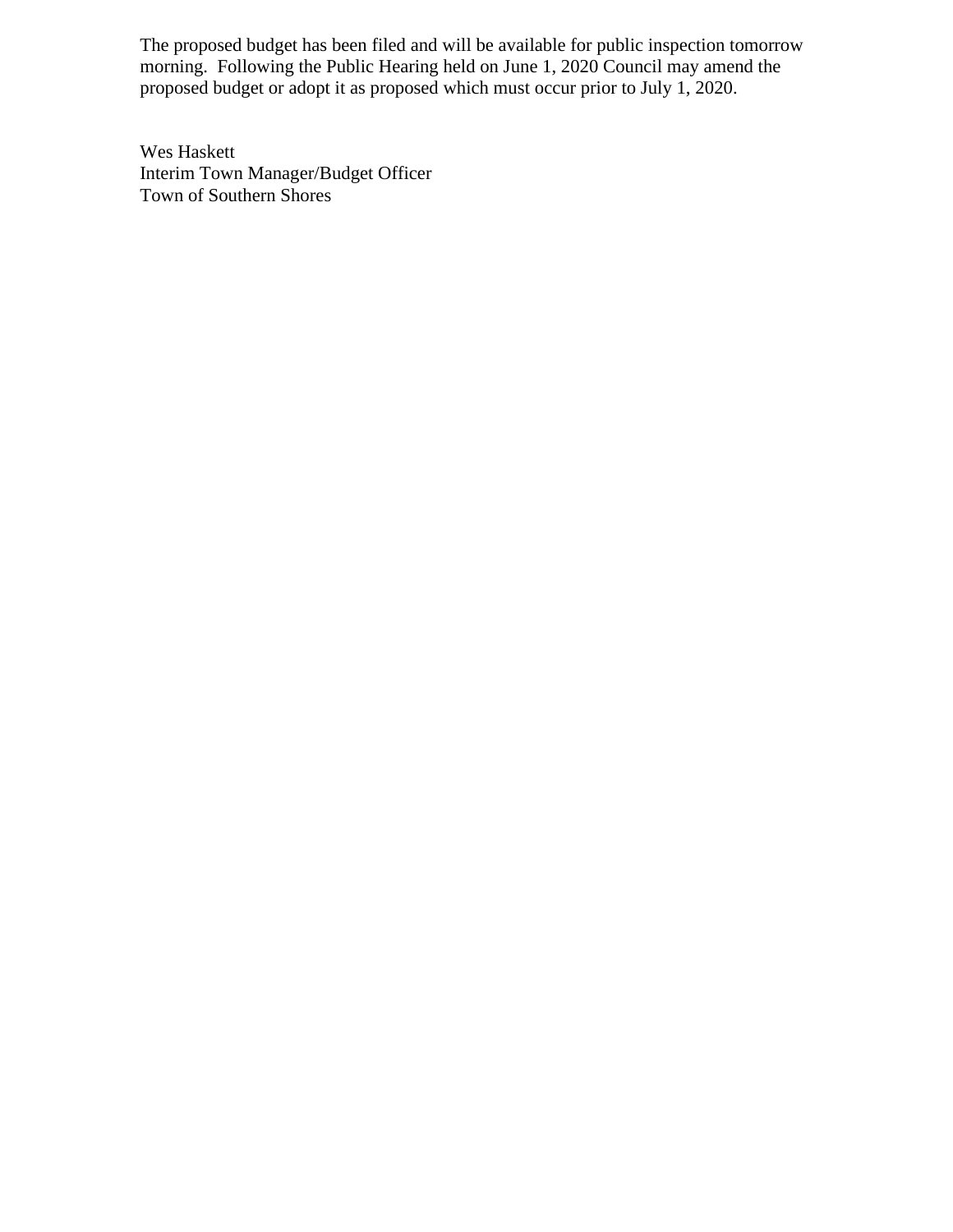The proposed budget has been filed and will be available for public inspection tomorrow morning. Following the Public Hearing held on June 1, 2020 Council may amend the proposed budget or adopt it as proposed which must occur prior to July 1, 2020.

Wes Haskett  
Interim Town Manager/Budget Officer  
Town of Southern Shores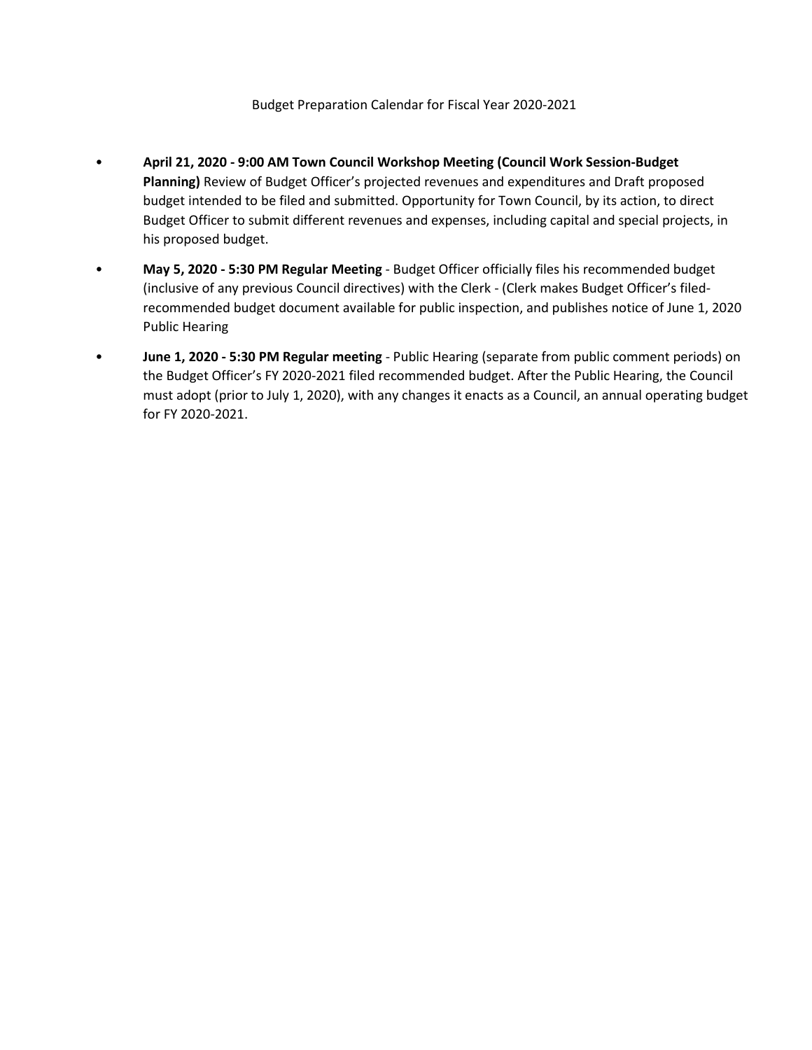Budget Preparation Calendar for Fiscal Year 2020-2021

- **April 21, 2020 - 9:00 AM Town Council Workshop Meeting (Council Work Session-Budget Planning)** Review of Budget Officer's projected revenues and expenditures and Draft proposed budget intended to be filed and submitted. Opportunity for Town Council, by its action, to direct Budget Officer to submit different revenues and expenses, including capital and special projects, in his proposed budget.
- **May 5, 2020 - 5:30 PM Regular Meeting** - Budget Officer officially files his recommended budget (inclusive of any previous Council directives) with the Clerk - (Clerk makes Budget Officer's filed-recommended budget document available for public inspection, and publishes notice of June 1, 2020 Public Hearing
- **June 1, 2020 - 5:30 PM Regular meeting** - Public Hearing (separate from public comment periods) on the Budget Officer's FY 2020-2021 filed recommended budget. After the Public Hearing, the Council must adopt (prior to July 1, 2020), with any changes it enacts as a Council, an annual operating budget for FY 2020-2021.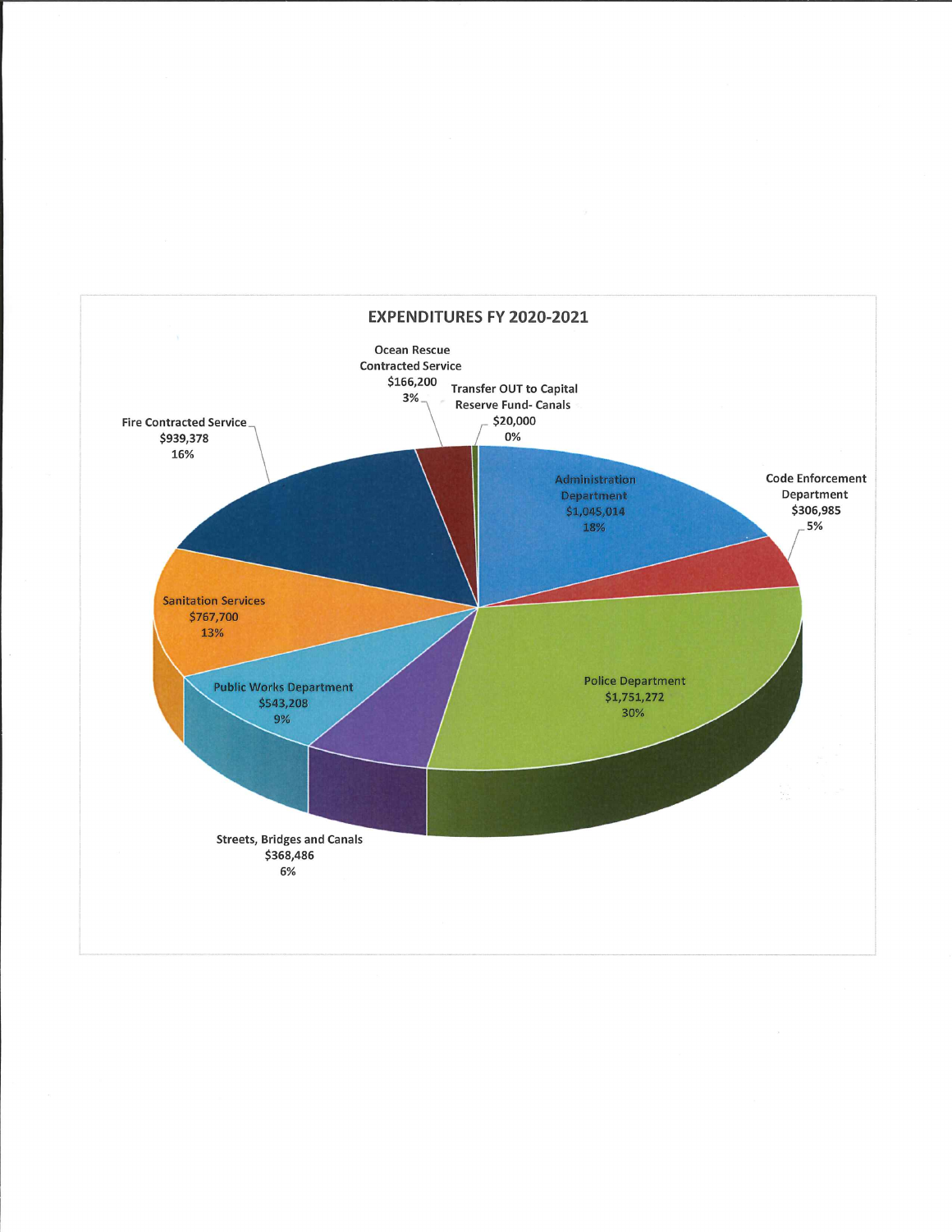## EXPENDITURES FY 2020-2021

| Category | Amount | Percent |
|---|---|---|
| Administration Department | $1,045,014 | 18% |
| Code Enforcement Department | $306,985 | 5% |
| Police Department | $1,751,272 | 30% |
| Streets, Bridges and Canals | $368,486 | 6% |
| Public Works Department | $543,208 | 9% |
| Sanitation Services | $767,700 | 13% |
| Fire Contracted Service | $939,378 | 16% |
| Ocean Rescue Contracted Service | $166,200 | 3% |
| Transfer OUT to Capital Reserve Fund- Canals | $20,000 | 0% |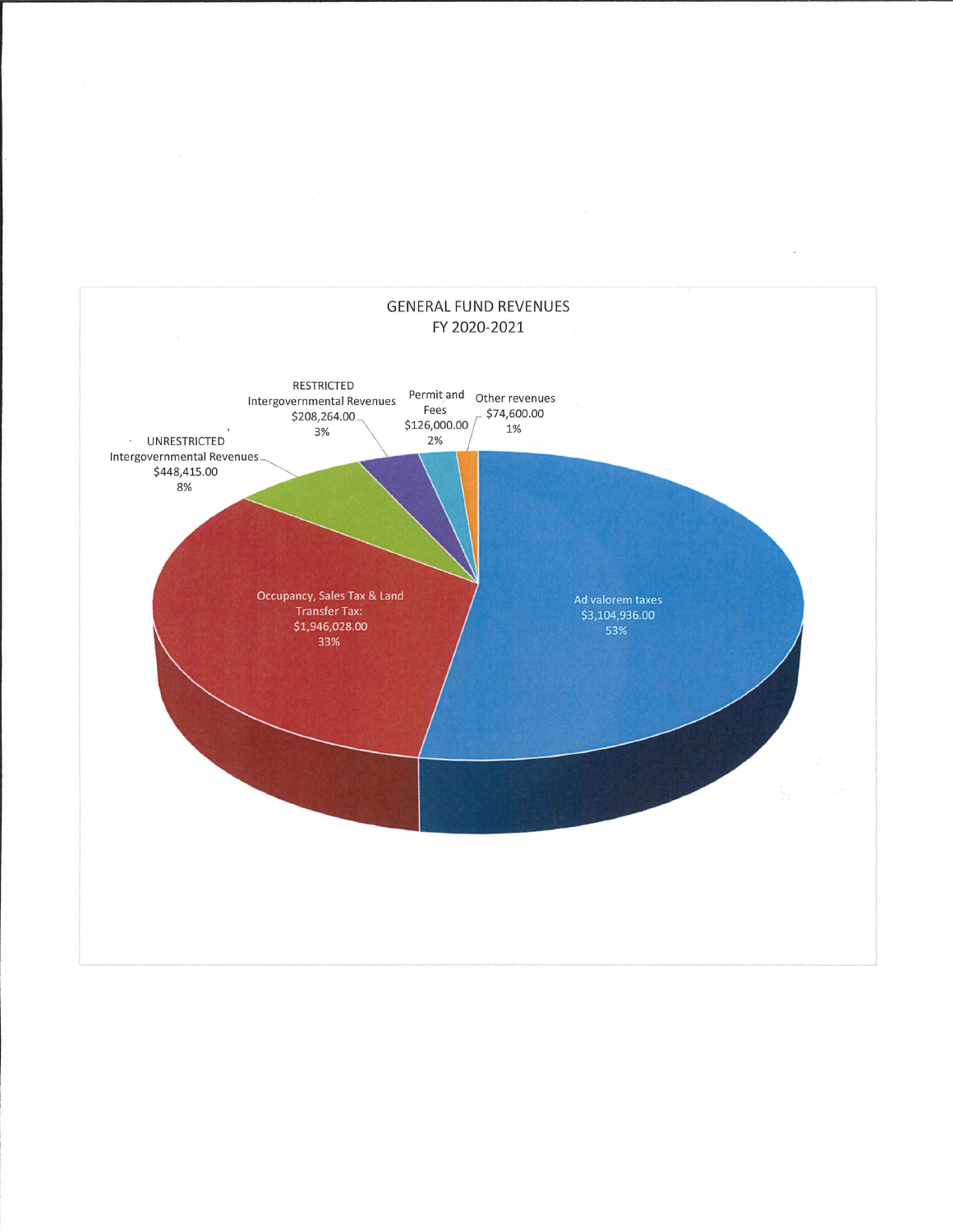## GENERAL FUND REVENUES
## FY 2020-2021

| Category | Amount | Percent |
|---|---|---|
| Ad valorem taxes | $3,104,936.00 | 53% |
| Occupancy, Sales Tax & Land Transfer Tax: | $1,946,028.00 | 33% |
| UNRESTRICTED Intergovernmental Revenues | $448,415.00 | 8% |
| RESTRICTED Intergovernmental Revenues | $208,264.00 | 3% |
| Permit and Fees | $126,000.00 | 2% |
| Other revenues | $74,600.00 | 1% |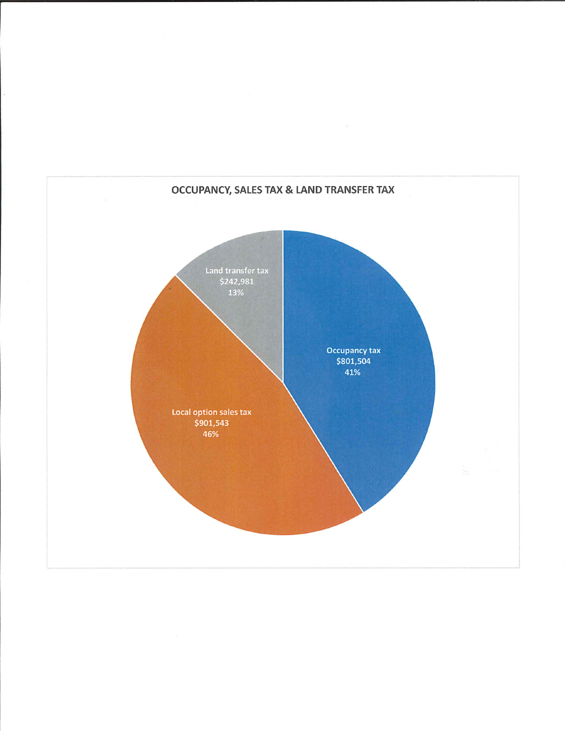## OCCUPANCY, SALES TAX & LAND TRANSFER TAX

Land transfer tax
$242,981
13%

Occupancy tax
$801,504
41%

Local option sales tax
$901,543
46%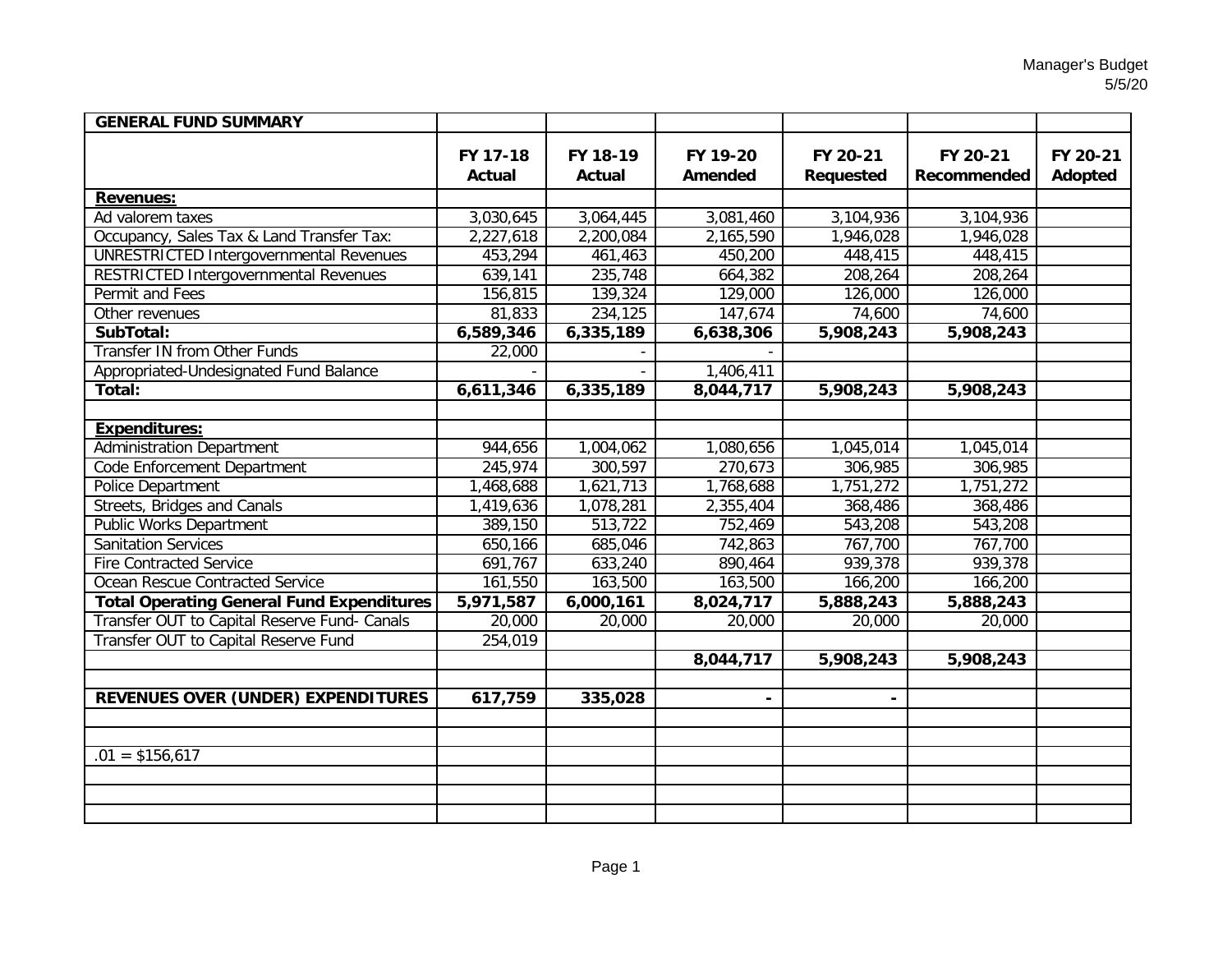Manager's Budget
5/5/20

| GENERAL FUND SUMMARY | | | | | | |
|---|---|---|---|---|---|---|
| | FY 17-18 Actual | FY 18-19 Actual | FY 19-20 Amended | FY 20-21 Requested | FY 20-21 Recommended | FY 20-21 Adopted |
| **Revenues:** | | | | | | |
| Ad valorem taxes | 3,030,645 | 3,064,445 | 3,081,460 | 3,104,936 | 3,104,936 | |
| Occupancy, Sales Tax & Land Transfer Tax: | 2,227,618 | 2,200,084 | 2,165,590 | 1,946,028 | 1,946,028 | |
| UNRESTRICTED Intergovernmental Revenues | 453,294 | 461,463 | 450,200 | 448,415 | 448,415 | |
| RESTRICTED Intergovernmental Revenues | 639,141 | 235,748 | 664,382 | 208,264 | 208,264 | |
| Permit and Fees | 156,815 | 139,324 | 129,000 | 126,000 | 126,000 | |
| Other revenues | 81,833 | 234,125 | 147,674 | 74,600 | 74,600 | |
| **SubTotal:** | **6,589,346** | **6,335,189** | **6,638,306** | **5,908,243** | **5,908,243** | |
| Transfer IN from Other Funds | 22,000 | - | - | | | |
| Appropriated-Undesignated Fund Balance | - | - | 1,406,411 | | | |
| **Total:** | **6,611,346** | **6,335,189** | **8,044,717** | **5,908,243** | **5,908,243** | |
| | | | | | | |
| **Expenditures:** | | | | | | |
| Administration Department | 944,656 | 1,004,062 | 1,080,656 | 1,045,014 | 1,045,014 | |
| Code Enforcement Department | 245,974 | 300,597 | 270,673 | 306,985 | 306,985 | |
| Police Department | 1,468,688 | 1,621,713 | 1,768,688 | 1,751,272 | 1,751,272 | |
| Streets, Bridges and Canals | 1,419,636 | 1,078,281 | 2,355,404 | 368,486 | 368,486 | |
| Public Works Department | 389,150 | 513,722 | 752,469 | 543,208 | 543,208 | |
| Sanitation Services | 650,166 | 685,046 | 742,863 | 767,700 | 767,700 | |
| Fire Contracted Service | 691,767 | 633,240 | 890,464 | 939,378 | 939,378 | |
| Ocean Rescue Contracted Service | 161,550 | 163,500 | 163,500 | 166,200 | 166,200 | |
| **Total Operating General Fund Expenditures** | **5,971,587** | **6,000,161** | **8,024,717** | **5,888,243** | **5,888,243** | |
| Transfer OUT to Capital Reserve Fund- Canals | 20,000 | 20,000 | 20,000 | 20,000 | 20,000 | |
| Transfer OUT to Capital Reserve Fund | 254,019 | | | | | |
| | | | **8,044,717** | **5,908,243** | **5,908,243** | |
| | | | | | | |
| **REVENUES OVER (UNDER) EXPENDITURES** | **617,759** | **335,028** | **-** | **-** | | |
| | | | | | | |
| | | | | | | |
| .01 = $156,617 | | | | | | |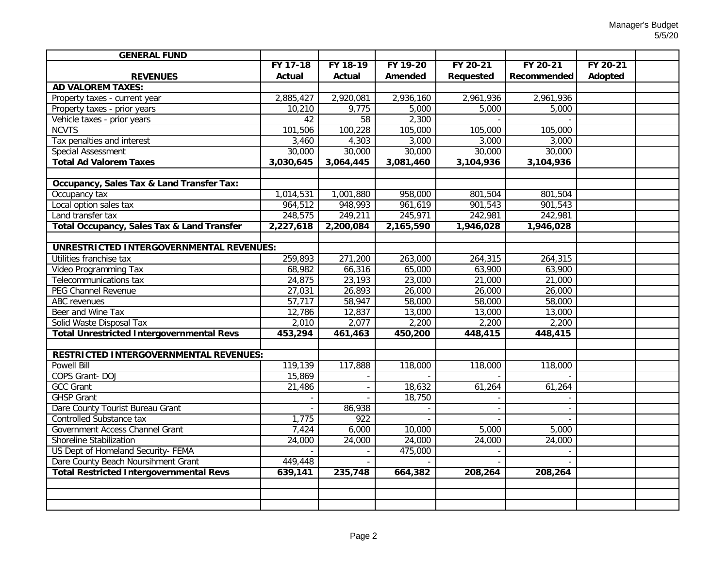Manager's Budget
5/5/20

| GENERAL FUND | | | | | | | |
|---|---|---|---|---|---|---|---|
| **REVENUES** | **FY 17-18 Actual** | **FY 18-19 Actual** | **FY 19-20 Amended** | **FY 20-21 Requested** | **FY 20-21 Recommended** | **FY 20-21 Adopted** | |
| **AD VALOREM TAXES:** | | | | | | | |
| Property taxes - current year | 2,885,427 | 2,920,081 | 2,936,160 | 2,961,936 | 2,961,936 | | |
| Property taxes - prior years | 10,210 | 9,775 | 5,000 | 5,000 | 5,000 | | |
| Vehicle taxes - prior years | 42 | 58 | 2,300 | - | - | | |
| NCVTS | 101,506 | 100,228 | 105,000 | 105,000 | 105,000 | | |
| Tax penalties and interest | 3,460 | 4,303 | 3,000 | 3,000 | 3,000 | | |
| Special Assessment | 30,000 | 30,000 | 30,000 | 30,000 | 30,000 | | |
| **Total Ad Valorem Taxes** | **3,030,645** | **3,064,445** | **3,081,460** | **3,104,936** | **3,104,936** | | |
| | | | | | | | |
| **Occupancy, Sales Tax & Land Transfer Tax:** | | | | | | | |
| Occupancy tax | 1,014,531 | 1,001,880 | 958,000 | 801,504 | 801,504 | | |
| Local option sales tax | 964,512 | 948,993 | 961,619 | 901,543 | 901,543 | | |
| Land transfer tax | 248,575 | 249,211 | 245,971 | 242,981 | 242,981 | | |
| **Total Occupancy, Sales Tax & Land Transfer** | **2,227,618** | **2,200,084** | **2,165,590** | **1,946,028** | **1,946,028** | | |
| | | | | | | | |
| **UNRESTRICTED INTERGOVERNMENTAL REVENUES:** | | | | | | | |
| Utilities franchise tax | 259,893 | 271,200 | 263,000 | 264,315 | 264,315 | | |
| Video Programming Tax | 68,982 | 66,316 | 65,000 | 63,900 | 63,900 | | |
| Telecommunications tax | 24,875 | 23,193 | 23,000 | 21,000 | 21,000 | | |
| PEG Channel Revenue | 27,031 | 26,893 | 26,000 | 26,000 | 26,000 | | |
| ABC revenues | 57,717 | 58,947 | 58,000 | 58,000 | 58,000 | | |
| Beer and Wine Tax | 12,786 | 12,837 | 13,000 | 13,000 | 13,000 | | |
| Solid Waste Disposal Tax | 2,010 | 2,077 | 2,200 | 2,200 | 2,200 | | |
| **Total Unrestricted Intergovernmental Revs** | **453,294** | **461,463** | **450,200** | **448,415** | **448,415** | | |
| | | | | | | | |
| **RESTRICTED INTERGOVERNMENTAL REVENUES:** | | | | | | | |
| Powell Bill | 119,139 | 117,888 | 118,000 | 118,000 | 118,000 | | |
| COPS Grant- DOJ | 15,869 | - | - | - | - | | |
| GCC Grant | 21,486 | - | 18,632 | 61,264 | 61,264 | | |
| GHSP Grant | - | - | 18,750 | - | - | | |
| Dare County Tourist Bureau Grant | - | 86,938 | - | - | - | | |
| Controlled Substance tax | 1,775 | 922 | - | - | - | | |
| Government Access Channel Grant | 7,424 | 6,000 | 10,000 | 5,000 | 5,000 | | |
| Shoreline Stabilization | 24,000 | 24,000 | 24,000 | 24,000 | 24,000 | | |
| US Dept of Homeland Security- FEMA | - | - | 475,000 | - | - | | |
| Dare County Beach Noursihment Grant | 449,448 | - | - | - | - | | |
| **Total Restricted Intergovernmental Revs** | **639,141** | **235,748** | **664,382** | **208,264** | **208,264** | | |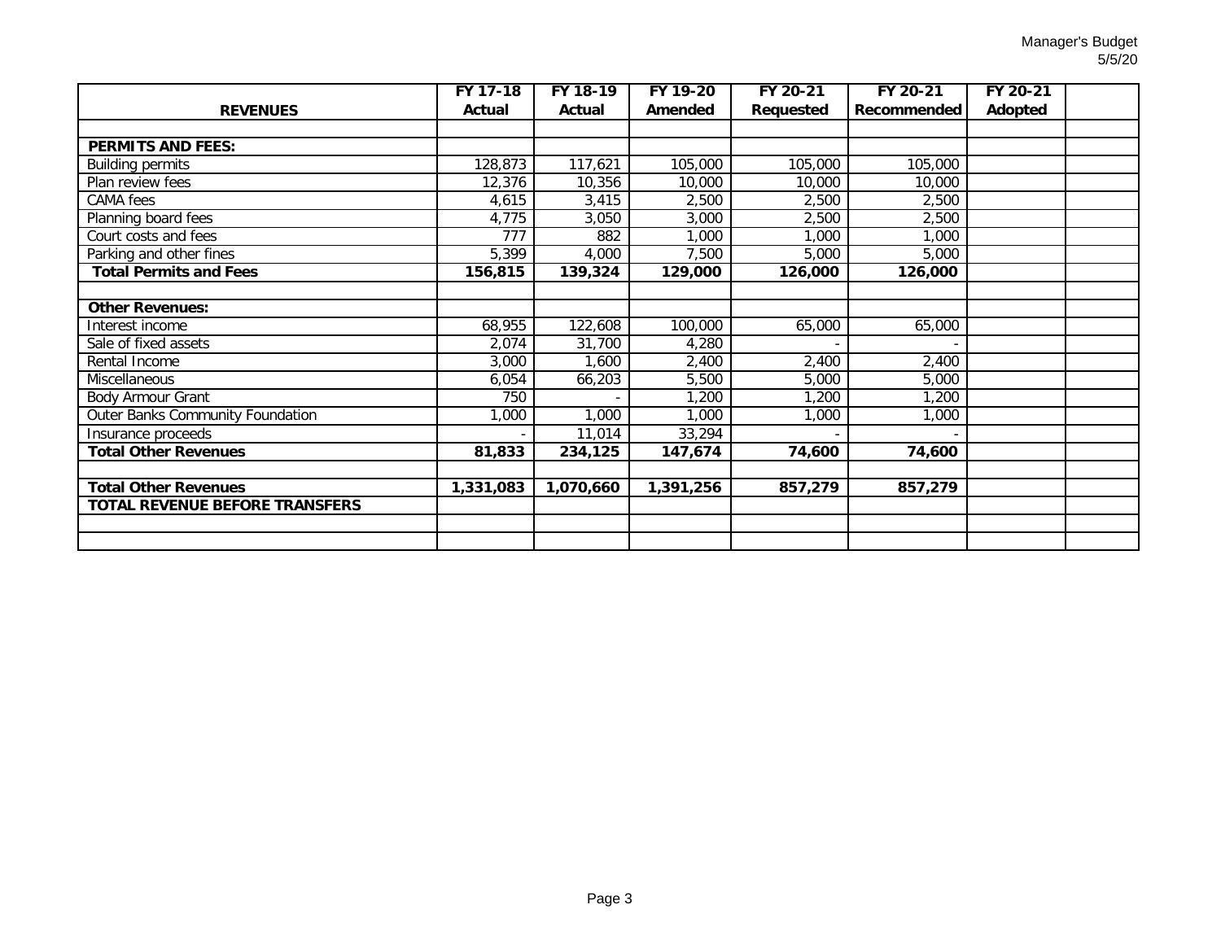Manager's Budget
5/5/20

| REVENUES | FY 17-18 Actual | FY 18-19 Actual | FY 19-20 Amended | FY 20-21 Requested | FY 20-21 Recommended | FY 20-21 Adopted | |
|---|---|---|---|---|---|---|---|
| | | | | | | | |
| **PERMITS AND FEES:** | | | | | | | |
| Building permits | 128,873 | 117,621 | 105,000 | 105,000 | 105,000 | | |
| Plan review fees | 12,376 | 10,356 | 10,000 | 10,000 | 10,000 | | |
| CAMA fees | 4,615 | 3,415 | 2,500 | 2,500 | 2,500 | | |
| Planning board fees | 4,775 | 3,050 | 3,000 | 2,500 | 2,500 | | |
| Court costs and fees | 777 | 882 | 1,000 | 1,000 | 1,000 | | |
| Parking and other fines | 5,399 | 4,000 | 7,500 | 5,000 | 5,000 | | |
| **Total Permits and Fees** | **156,815** | **139,324** | **129,000** | **126,000** | **126,000** | | |
| | | | | | | | |
| **Other Revenues:** | | | | | | | |
| Interest income | 68,955 | 122,608 | 100,000 | 65,000 | 65,000 | | |
| Sale of fixed assets | 2,074 | 31,700 | 4,280 | - | - | | |
| Rental Income | 3,000 | 1,600 | 2,400 | 2,400 | 2,400 | | |
| Miscellaneous | 6,054 | 66,203 | 5,500 | 5,000 | 5,000 | | |
| Body Armour Grant | 750 | - | 1,200 | 1,200 | 1,200 | | |
| Outer Banks Community Foundation | 1,000 | 1,000 | 1,000 | 1,000 | 1,000 | | |
| Insurance proceeds | - | 11,014 | 33,294 | - | - | | |
| **Total Other Revenues** | **81,833** | **234,125** | **147,674** | **74,600** | **74,600** | | |
| | | | | | | | |
| **Total Other Revenues** | **1,331,083** | **1,070,660** | **1,391,256** | **857,279** | **857,279** | | |
| **TOTAL REVENUE BEFORE TRANSFERS** | | | | | | | |
| | | | | | | | |
| | | | | | | | |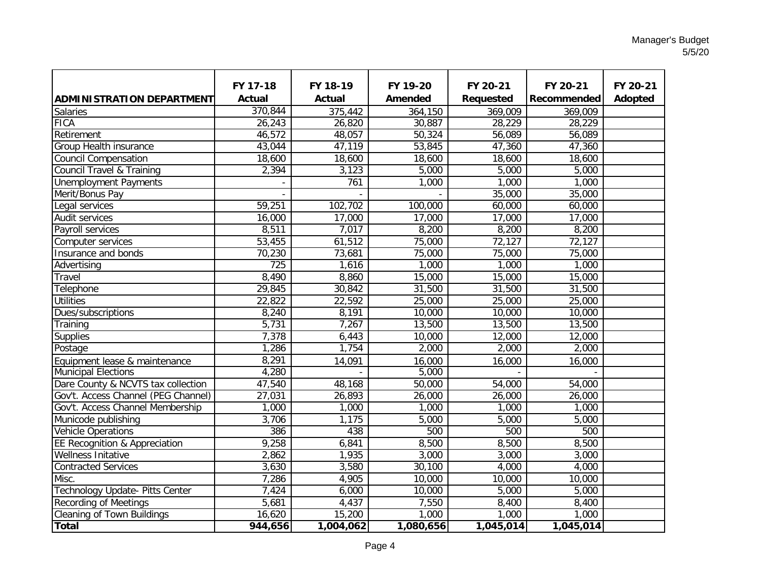Manager's Budget
5/5/20

| ADMINISTRATION DEPARTMENT | FY 17-18 Actual | FY 18-19 Actual | FY 19-20 Amended | FY 20-21 Requested | FY 20-21 Recommended | FY 20-21 Adopted |
|---|---|---|---|---|---|---|
| Salaries | 370,844 | 375,442 | 364,150 | 369,009 | 369,009 | |
| FICA | 26,243 | 26,820 | 30,887 | 28,229 | 28,229 | |
| Retirement | 46,572 | 48,057 | 50,324 | 56,089 | 56,089 | |
| Group Health insurance | 43,044 | 47,119 | 53,845 | 47,360 | 47,360 | |
| Council Compensation | 18,600 | 18,600 | 18,600 | 18,600 | 18,600 | |
| Council Travel & Training | 2,394 | 3,123 | 5,000 | 5,000 | 5,000 | |
| Unemployment Payments | - | 761 | 1,000 | 1,000 | 1,000 | |
| Merit/Bonus Pay | - | - | - | 35,000 | 35,000 | |
| Legal services | 59,251 | 102,702 | 100,000 | 60,000 | 60,000 | |
| Audit services | 16,000 | 17,000 | 17,000 | 17,000 | 17,000 | |
| Payroll services | 8,511 | 7,017 | 8,200 | 8,200 | 8,200 | |
| Computer services | 53,455 | 61,512 | 75,000 | 72,127 | 72,127 | |
| Insurance and bonds | 70,230 | 73,681 | 75,000 | 75,000 | 75,000 | |
| Advertising | 725 | 1,616 | 1,000 | 1,000 | 1,000 | |
| Travel | 8,490 | 8,860 | 15,000 | 15,000 | 15,000 | |
| Telephone | 29,845 | 30,842 | 31,500 | 31,500 | 31,500 | |
| Utilities | 22,822 | 22,592 | 25,000 | 25,000 | 25,000 | |
| Dues/subscriptions | 8,240 | 8,191 | 10,000 | 10,000 | 10,000 | |
| Training | 5,731 | 7,267 | 13,500 | 13,500 | 13,500 | |
| Supplies | 7,378 | 6,443 | 10,000 | 12,000 | 12,000 | |
| Postage | 1,286 | 1,754 | 2,000 | 2,000 | 2,000 | |
| Equipment lease & maintenance | 8,291 | 14,091 | 16,000 | 16,000 | 16,000 | |
| Municipal Elections | 4,280 | - | 5,000 | - | - | |
| Dare County & NCVTS tax collection | 47,540 | 48,168 | 50,000 | 54,000 | 54,000 | |
| Gov't. Access Channel (PEG Channel) | 27,031 | 26,893 | 26,000 | 26,000 | 26,000 | |
| Gov't. Access Channel Membership | 1,000 | 1,000 | 1,000 | 1,000 | 1,000 | |
| Municode publishing | 3,706 | 1,175 | 5,000 | 5,000 | 5,000 | |
| Vehicle Operations | 386 | 438 | 500 | 500 | 500 | |
| EE Recognition & Appreciation | 9,258 | 6,841 | 8,500 | 8,500 | 8,500 | |
| Wellness Initative | 2,862 | 1,935 | 3,000 | 3,000 | 3,000 | |
| Contracted Services | 3,630 | 3,580 | 30,100 | 4,000 | 4,000 | |
| Misc. | 7,286 | 4,905 | 10,000 | 10,000 | 10,000 | |
| Technology Update- Pitts Center | 7,424 | 6,000 | 10,000 | 5,000 | 5,000 | |
| Recording of Meetings | 5,681 | 4,437 | 7,550 | 8,400 | 8,400 | |
| Cleaning of Town Buildings | 16,620 | 15,200 | 1,000 | 1,000 | 1,000 | |
| **Total** | **944,656** | **1,004,062** | **1,080,656** | **1,045,014** | **1,045,014** | |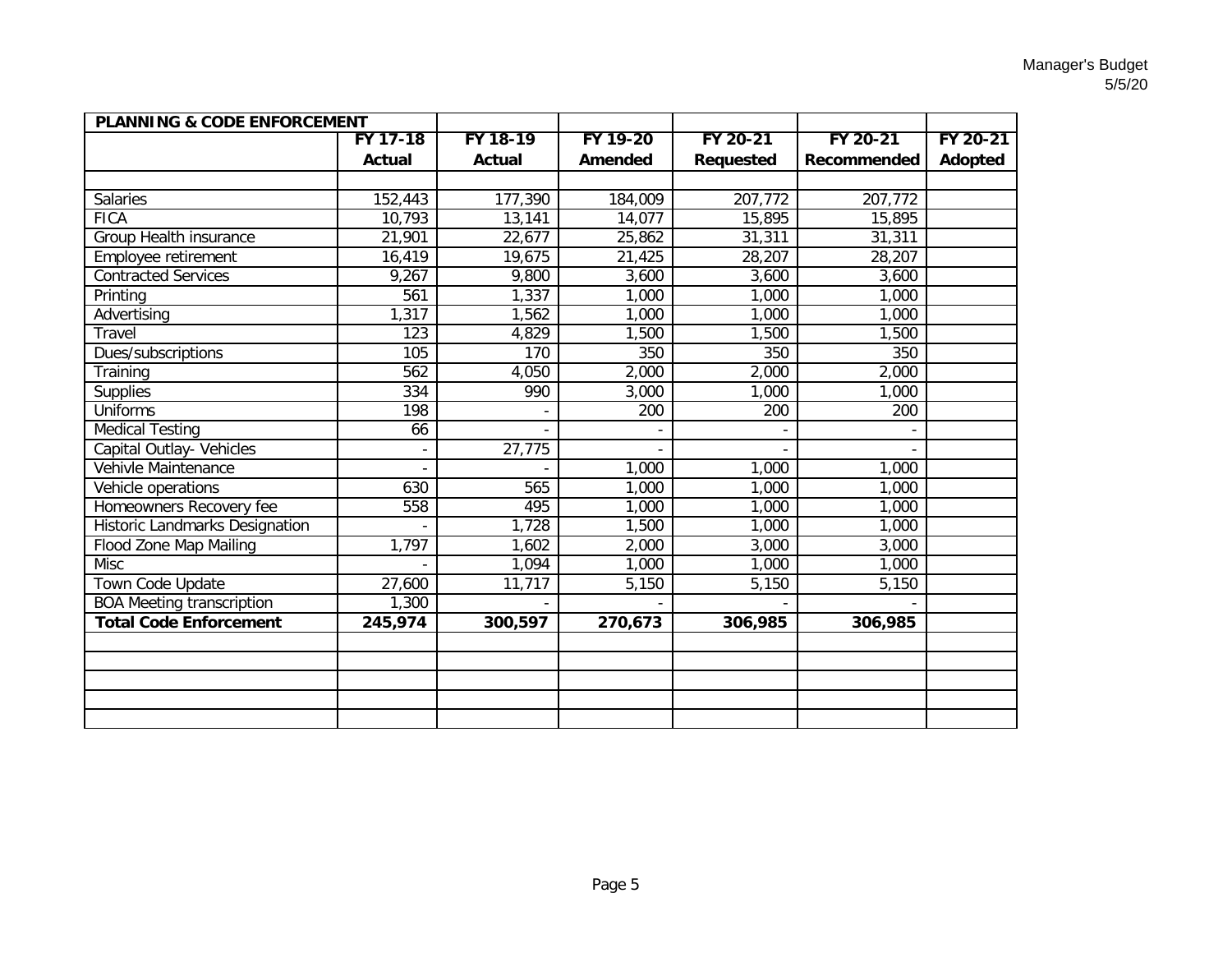Manager's Budget
5/5/20

| PLANNING & CODE ENFORCEMENT | | | | | | |
|---|---|---|---|---|---|---|
| | FY 17-18 Actual | FY 18-19 Actual | FY 19-20 Amended | FY 20-21 Requested | FY 20-21 Recommended | FY 20-21 Adopted |
| | | | | | | |
| Salaries | 152,443 | 177,390 | 184,009 | 207,772 | 207,772 | |
| FICA | 10,793 | 13,141 | 14,077 | 15,895 | 15,895 | |
| Group Health insurance | 21,901 | 22,677 | 25,862 | 31,311 | 31,311 | |
| Employee retirement | 16,419 | 19,675 | 21,425 | 28,207 | 28,207 | |
| Contracted Services | 9,267 | 9,800 | 3,600 | 3,600 | 3,600 | |
| Printing | 561 | 1,337 | 1,000 | 1,000 | 1,000 | |
| Advertising | 1,317 | 1,562 | 1,000 | 1,000 | 1,000 | |
| Travel | 123 | 4,829 | 1,500 | 1,500 | 1,500 | |
| Dues/subscriptions | 105 | 170 | 350 | 350 | 350 | |
| Training | 562 | 4,050 | 2,000 | 2,000 | 2,000 | |
| Supplies | 334 | 990 | 3,000 | 1,000 | 1,000 | |
| Uniforms | 198 | - | 200 | 200 | 200 | |
| Medical Testing | 66 | - | - | - | - | |
| Capital Outlay- Vehicles | - | 27,775 | - | - | - | |
| Vehivle Maintenance | - | - | 1,000 | 1,000 | 1,000 | |
| Vehicle operations | 630 | 565 | 1,000 | 1,000 | 1,000 | |
| Homeowners Recovery fee | 558 | 495 | 1,000 | 1,000 | 1,000 | |
| Historic Landmarks Designation | - | 1,728 | 1,500 | 1,000 | 1,000 | |
| Flood Zone Map Mailing | 1,797 | 1,602 | 2,000 | 3,000 | 3,000 | |
| Misc | - | 1,094 | 1,000 | 1,000 | 1,000 | |
| Town Code Update | 27,600 | 11,717 | 5,150 | 5,150 | 5,150 | |
| BOA Meeting transcription | 1,300 | - | - | - | - | |
| **Total Code Enforcement** | **245,974** | **300,597** | **270,673** | **306,985** | **306,985** | |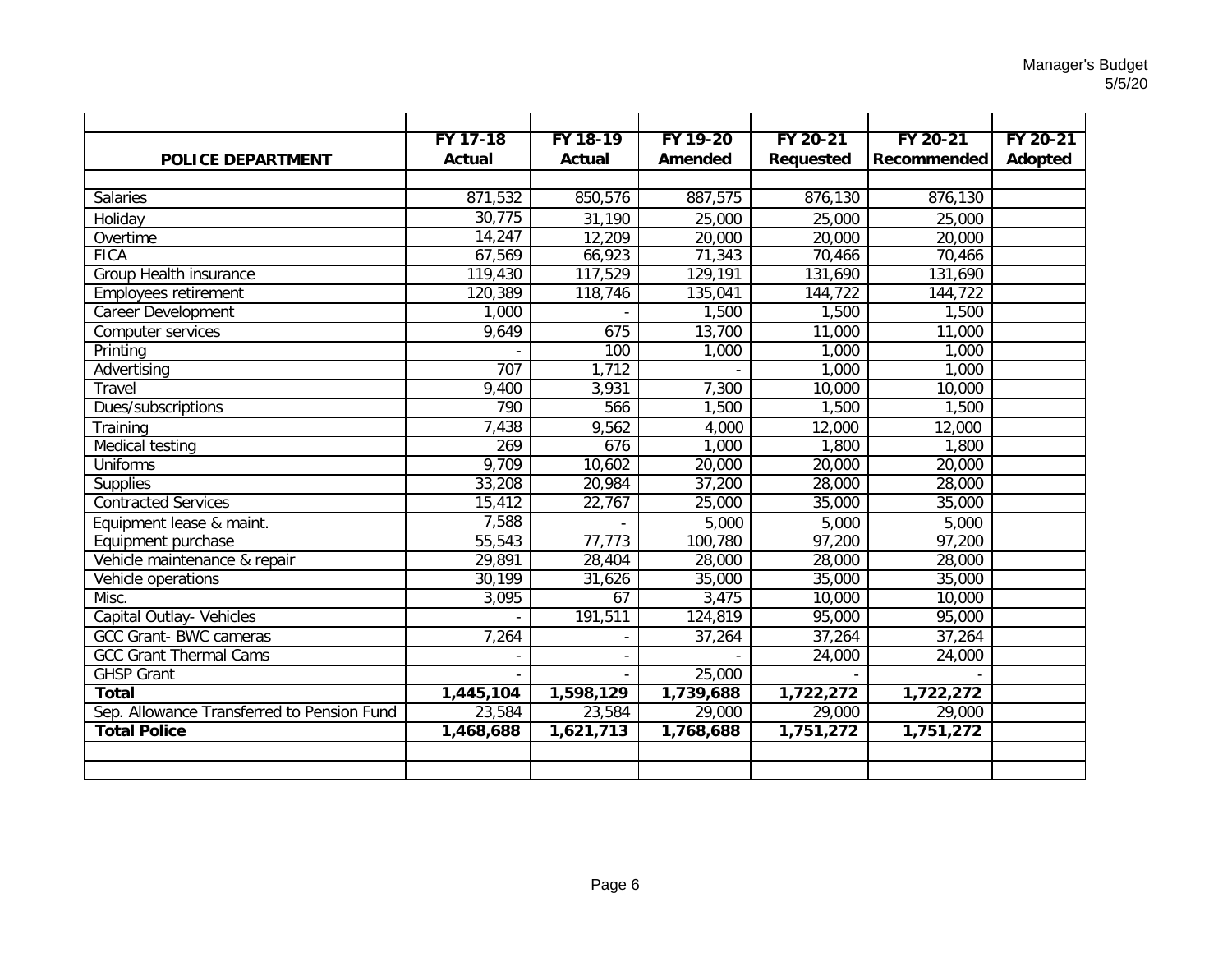Manager's Budget
5/5/20

| POLICE DEPARTMENT | FY 17-18 Actual | FY 18-19 Actual | FY 19-20 Amended | FY 20-21 Requested | FY 20-21 Recommended | FY 20-21 Adopted |
|---|---|---|---|---|---|---|
| Salaries | 871,532 | 850,576 | 887,575 | 876,130 | 876,130 | |
| Holiday | 30,775 | 31,190 | 25,000 | 25,000 | 25,000 | |
| Overtime | 14,247 | 12,209 | 20,000 | 20,000 | 20,000 | |
| FICA | 67,569 | 66,923 | 71,343 | 70,466 | 70,466 | |
| Group Health insurance | 119,430 | 117,529 | 129,191 | 131,690 | 131,690 | |
| Employees retirement | 120,389 | 118,746 | 135,041 | 144,722 | 144,722 | |
| Career Development | 1,000 | - | 1,500 | 1,500 | 1,500 | |
| Computer services | 9,649 | 675 | 13,700 | 11,000 | 11,000 | |
| Printing | - | 100 | 1,000 | 1,000 | 1,000 | |
| Advertising | 707 | 1,712 | - | 1,000 | 1,000 | |
| Travel | 9,400 | 3,931 | 7,300 | 10,000 | 10,000 | |
| Dues/subscriptions | 790 | 566 | 1,500 | 1,500 | 1,500 | |
| Training | 7,438 | 9,562 | 4,000 | 12,000 | 12,000 | |
| Medical testing | 269 | 676 | 1,000 | 1,800 | 1,800 | |
| Uniforms | 9,709 | 10,602 | 20,000 | 20,000 | 20,000 | |
| Supplies | 33,208 | 20,984 | 37,200 | 28,000 | 28,000 | |
| Contracted Services | 15,412 | 22,767 | 25,000 | 35,000 | 35,000 | |
| Equipment lease & maint. | 7,588 | - | 5,000 | 5,000 | 5,000 | |
| Equipment purchase | 55,543 | 77,773 | 100,780 | 97,200 | 97,200 | |
| Vehicle maintenance & repair | 29,891 | 28,404 | 28,000 | 28,000 | 28,000 | |
| Vehicle operations | 30,199 | 31,626 | 35,000 | 35,000 | 35,000 | |
| Misc. | 3,095 | 67 | 3,475 | 10,000 | 10,000 | |
| Capital Outlay- Vehicles | - | 191,511 | 124,819 | 95,000 | 95,000 | |
| GCC Grant- BWC cameras | 7,264 | - | 37,264 | 37,264 | 37,264 | |
| GCC Grant Thermal Cams | - | - | - | 24,000 | 24,000 | |
| GHSP Grant | - | - | 25,000 | - | - | |
| **Total** | **1,445,104** | **1,598,129** | **1,739,688** | **1,722,272** | **1,722,272** | |
| Sep. Allowance Transferred to Pension Fund | 23,584 | 23,584 | 29,000 | 29,000 | 29,000 | |
| **Total Police** | **1,468,688** | **1,621,713** | **1,768,688** | **1,751,272** | **1,751,272** | |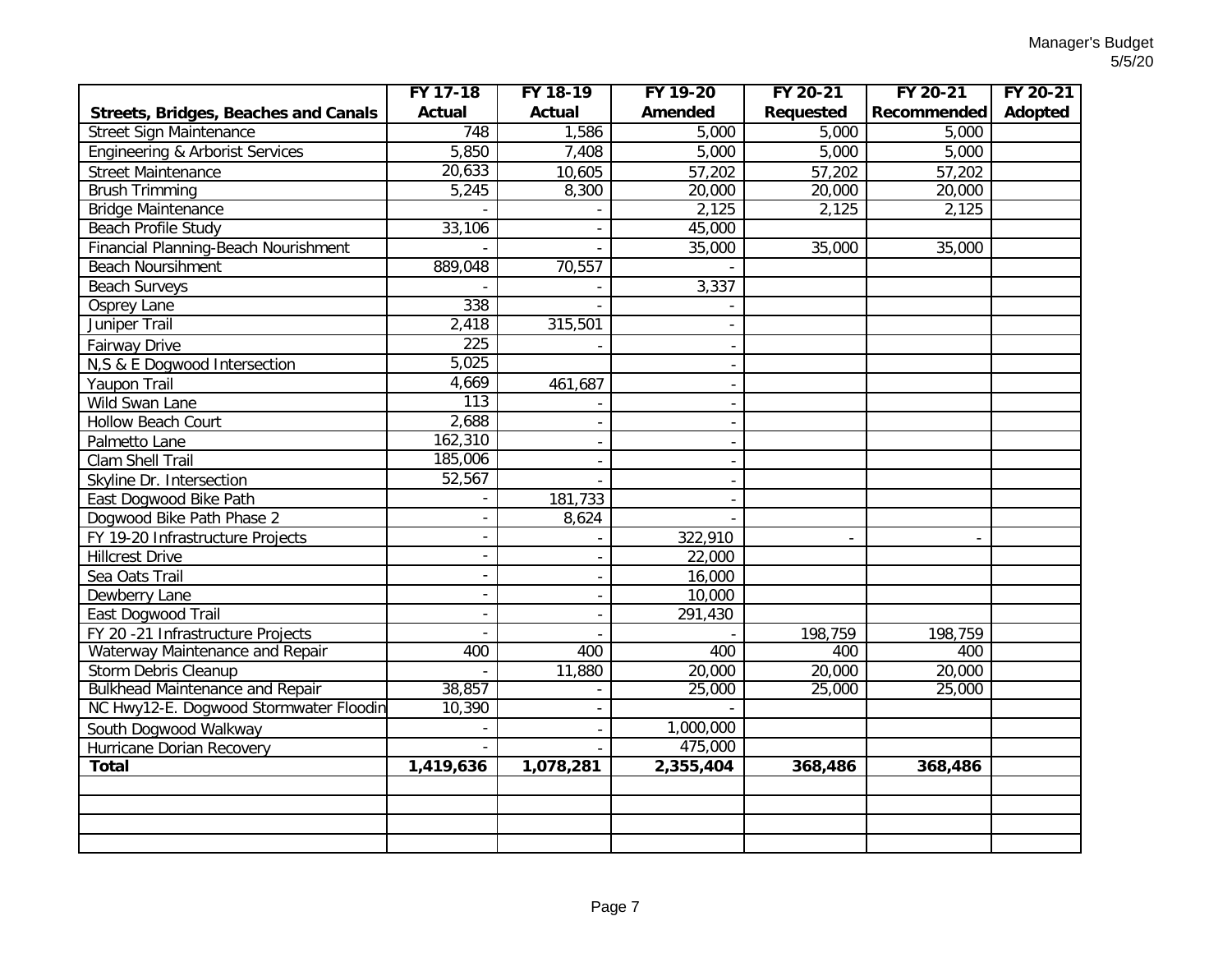Manager's Budget
5/5/20

| Streets, Bridges, Beaches and Canals | FY 17-18 Actual | FY 18-19 Actual | FY 19-20 Amended | FY 20-21 Requested | FY 20-21 Recommended | FY 20-21 Adopted |
|---|---|---|---|---|---|---|
| Street Sign Maintenance | 748 | 1,586 | 5,000 | 5,000 | 5,000 | |
| Engineering & Arborist Services | 5,850 | 7,408 | 5,000 | 5,000 | 5,000 | |
| Street Maintenance | 20,633 | 10,605 | 57,202 | 57,202 | 57,202 | |
| Brush Trimming | 5,245 | 8,300 | 20,000 | 20,000 | 20,000 | |
| Bridge Maintenance | - | - | 2,125 | 2,125 | 2,125 | |
| Beach Profile Study | 33,106 | - | 45,000 | | | |
| Financial Planning-Beach Nourishment | - | - | 35,000 | 35,000 | 35,000 | |
| Beach Noursihment | 889,048 | 70,557 | - | | | |
| Beach Surveys | - | - | 3,337 | | | |
| Osprey Lane | 338 | - | - | | | |
| Juniper Trail | 2,418 | 315,501 | - | | | |
| Fairway Drive | 225 | - | - | | | |
| N,S & E Dogwood Intersection | 5,025 | | - | | | |
| Yaupon Trail | 4,669 | 461,687 | - | | | |
| Wild Swan Lane | 113 | - | - | | | |
| Hollow Beach Court | 2,688 | - | - | | | |
| Palmetto Lane | 162,310 | - | - | | | |
| Clam Shell Trail | 185,006 | - | - | | | |
| Skyline Dr. Intersection | 52,567 | - | - | | | |
| East Dogwood Bike Path | - | 181,733 | - | | | |
| Dogwood Bike Path Phase 2 | - | 8,624 | - | | | |
| FY 19-20 Infrastructure Projects | - | - | 322,910 | - | - | |
| Hillcrest Drive | - | - | 22,000 | | | |
| Sea Oats Trail | - | - | 16,000 | | | |
| Dewberry Lane | - | - | 10,000 | | | |
| East Dogwood Trail | - | - | 291,430 | | | |
| FY 20 -21 Infrastructure Projects | - | - | - | 198,759 | 198,759 | |
| Waterway Maintenance and Repair | 400 | 400 | 400 | 400 | 400 | |
| Storm Debris Cleanup | - | 11,880 | 20,000 | 20,000 | 20,000 | |
| Bulkhead Maintenance and Repair | 38,857 | - | 25,000 | 25,000 | 25,000 | |
| NC Hwy12-E. Dogwood Stormwater Floodin | 10,390 | - | - | | | |
| South Dogwood Walkway | - | - | 1,000,000 | | | |
| Hurricane Dorian Recovery | - | - | 475,000 | | | |
| **Total** | **1,419,636** | **1,078,281** | **2,355,404** | **368,486** | **368,486** | |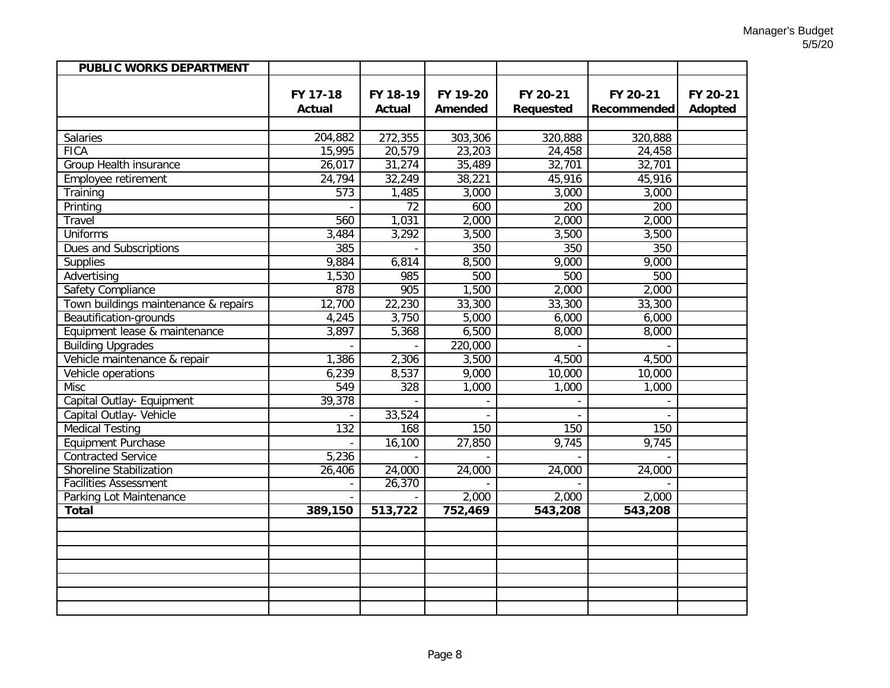Manager's Budget
5/5/20

| PUBLIC WORKS DEPARTMENT | FY 17-18 Actual | FY 18-19 Actual | FY 19-20 Amended | FY 20-21 Requested | FY 20-21 Recommended | FY 20-21 Adopted |
|---|---|---|---|---|---|---|
| Salaries | 204,882 | 272,355 | 303,306 | 320,888 | 320,888 | |
| FICA | 15,995 | 20,579 | 23,203 | 24,458 | 24,458 | |
| Group Health insurance | 26,017 | 31,274 | 35,489 | 32,701 | 32,701 | |
| Employee retirement | 24,794 | 32,249 | 38,221 | 45,916 | 45,916 | |
| Training | 573 | 1,485 | 3,000 | 3,000 | 3,000 | |
| Printing | - | 72 | 600 | 200 | 200 | |
| Travel | 560 | 1,031 | 2,000 | 2,000 | 2,000 | |
| Uniforms | 3,484 | 3,292 | 3,500 | 3,500 | 3,500 | |
| Dues and Subscriptions | 385 | - | 350 | 350 | 350 | |
| Supplies | 9,884 | 6,814 | 8,500 | 9,000 | 9,000 | |
| Advertising | 1,530 | 985 | 500 | 500 | 500 | |
| Safety Compliance | 878 | 905 | 1,500 | 2,000 | 2,000 | |
| Town buildings maintenance & repairs | 12,700 | 22,230 | 33,300 | 33,300 | 33,300 | |
| Beautification-grounds | 4,245 | 3,750 | 5,000 | 6,000 | 6,000 | |
| Equipment lease & maintenance | 3,897 | 5,368 | 6,500 | 8,000 | 8,000 | |
| Building Upgrades | - | - | 220,000 | - | - | |
| Vehicle maintenance & repair | 1,386 | 2,306 | 3,500 | 4,500 | 4,500 | |
| Vehicle operations | 6,239 | 8,537 | 9,000 | 10,000 | 10,000 | |
| Misc | 549 | 328 | 1,000 | 1,000 | 1,000 | |
| Capital Outlay- Equipment | 39,378 | - | - | - | - | |
| Capital Outlay- Vehicle | - | 33,524 | - | - | - | |
| Medical Testing | 132 | 168 | 150 | 150 | 150 | |
| Equipment Purchase | - | 16,100 | 27,850 | 9,745 | 9,745 | |
| Contracted Service | 5,236 | - | - | - | - | |
| Shoreline Stabilization | 26,406 | 24,000 | 24,000 | 24,000 | 24,000 | |
| Facilities Assessment | - | 26,370 | - | - | - | |
| Parking Lot Maintenance | - | - | 2,000 | 2,000 | 2,000 | |
| **Total** | **389,150** | **513,722** | **752,469** | **543,208** | **543,208** | |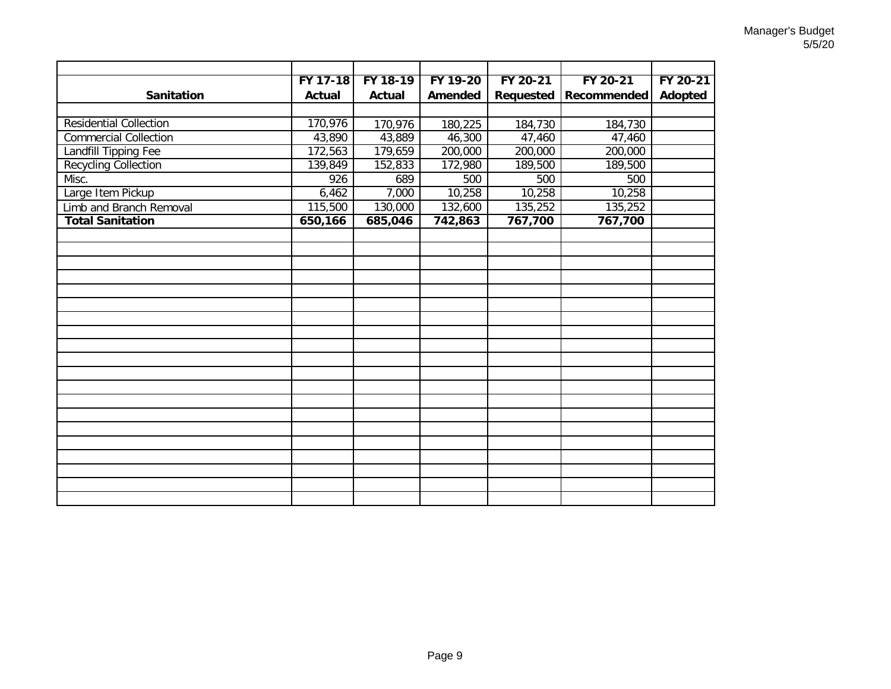Manager's Budget
5/5/20

| Sanitation | FY 17-18 Actual | FY 18-19 Actual | FY 19-20 Amended | FY 20-21 Requested | FY 20-21 Recommended | FY 20-21 Adopted |
|---|---|---|---|---|---|---|
| Residential Collection | 170,976 | 170,976 | 180,225 | 184,730 | 184,730 | |
| Commercial Collection | 43,890 | 43,889 | 46,300 | 47,460 | 47,460 | |
| Landfill Tipping Fee | 172,563 | 179,659 | 200,000 | 200,000 | 200,000 | |
| Recycling Collection | 139,849 | 152,833 | 172,980 | 189,500 | 189,500 | |
| Misc. | 926 | 689 | 500 | 500 | 500 | |
| Large Item Pickup | 6,462 | 7,000 | 10,258 | 10,258 | 10,258 | |
| Limb and Branch Removal | 115,500 | 130,000 | 132,600 | 135,252 | 135,252 | |
| **Total Sanitation** | **650,166** | **685,046** | **742,863** | **767,700** | **767,700** | |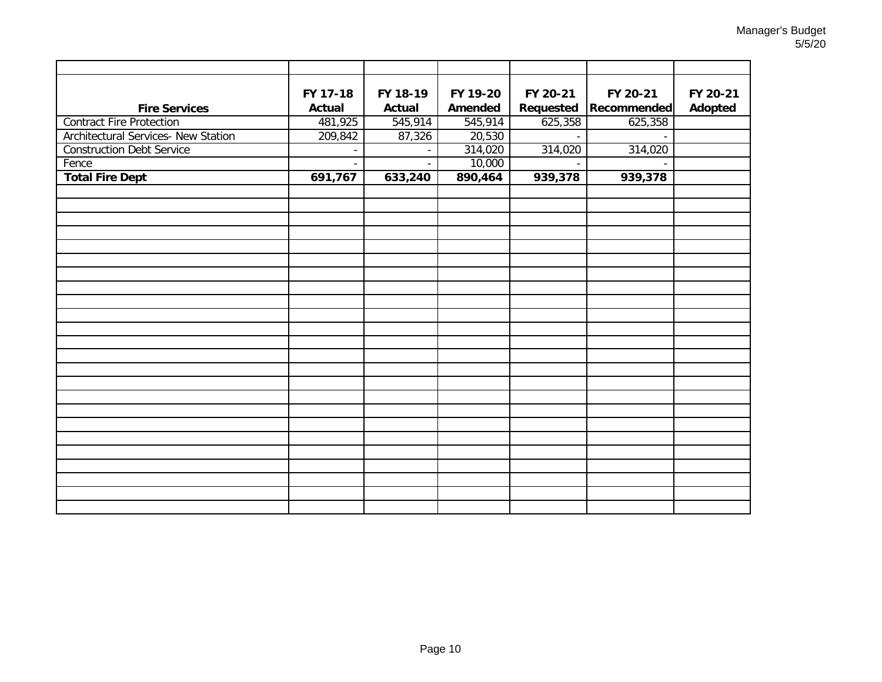Manager's Budget
5/5/20

| Fire Services | FY 17-18 Actual | FY 18-19 Actual | FY 19-20 Amended | FY 20-21 Requested | FY 20-21 Recommended | FY 20-21 Adopted |
|---|---|---|---|---|---|---|
| Contract Fire Protection | 481,925 | 545,914 | 545,914 | 625,358 | 625,358 | |
| Architectural Services- New Station | 209,842 | 87,326 | 20,530 | - | - | |
| Construction Debt Service | - | - | 314,020 | 314,020 | 314,020 | |
| Fence | - | - | 10,000 | - | - | |
| **Total Fire Dept** | **691,767** | **633,240** | **890,464** | **939,378** | **939,378** | |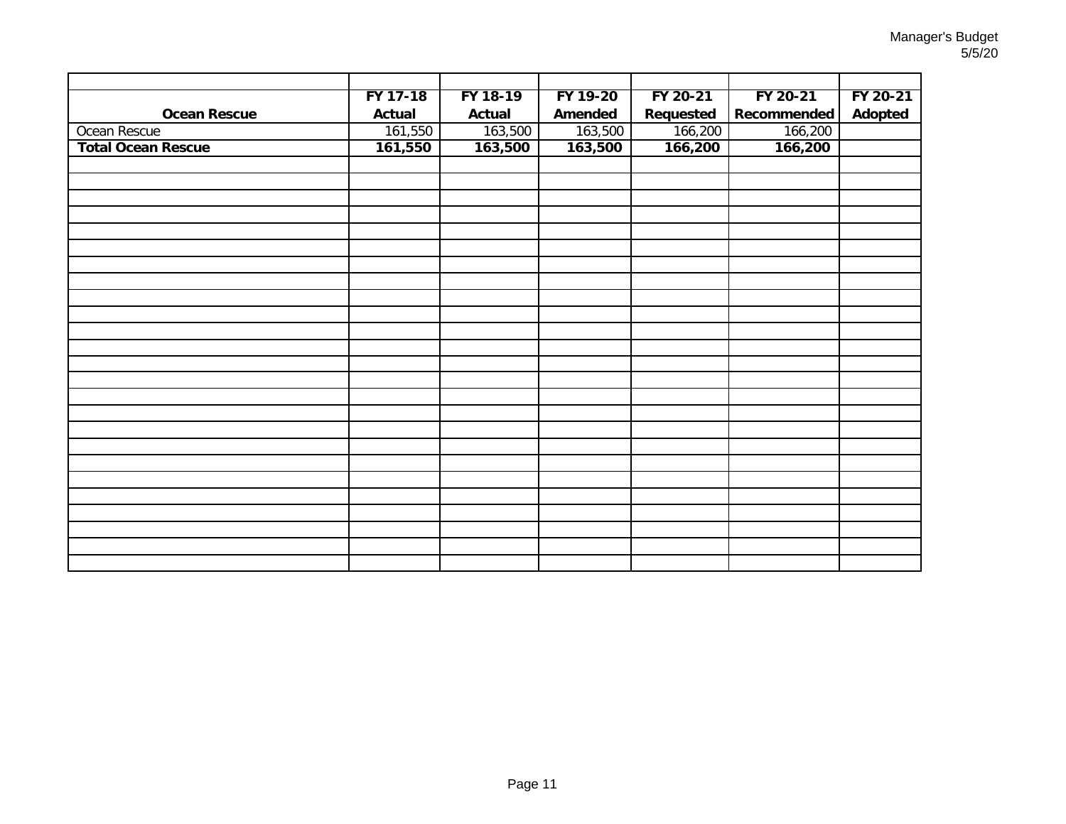| Ocean Rescue | FY 17-18 Actual | FY 18-19 Actual | FY 19-20 Amended | FY 20-21 Requested | FY 20-21 Recommended | FY 20-21 Adopted |
|---|---|---|---|---|---|---|
| Ocean Rescue | 161,550 | 163,500 | 163,500 | 166,200 | 166,200 | |
| **Total Ocean Rescue** | **161,550** | **163,500** | **163,500** | **166,200** | **166,200** | |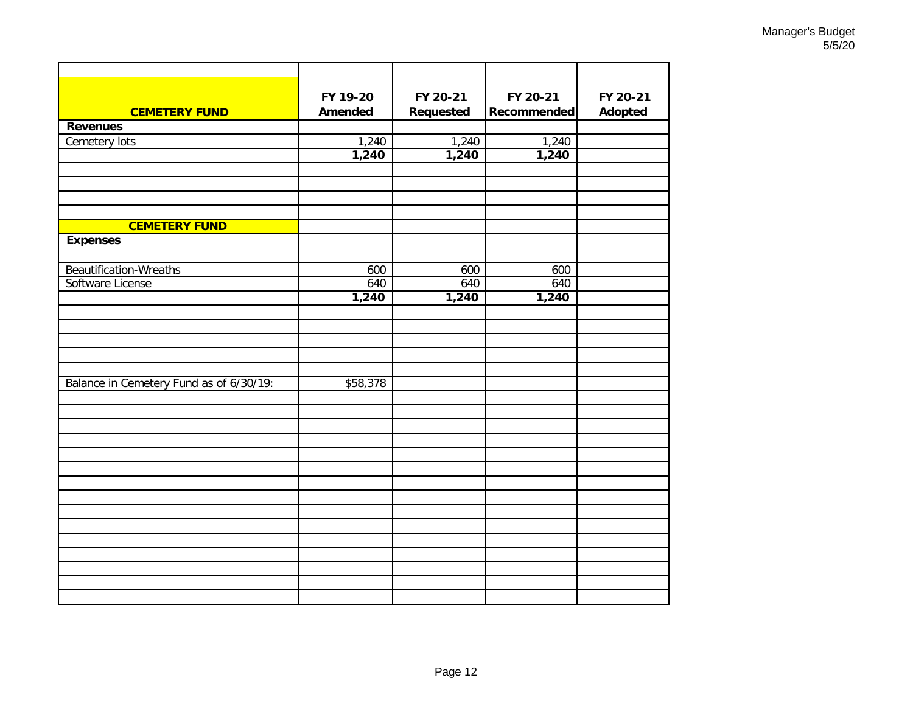| CEMETERY FUND | FY 19-20 Amended | FY 20-21 Requested | FY 20-21 Recommended | FY 20-21 Adopted |
|---|---|---|---|---|
| **Revenues** | | | | |
| Cemetery lots | 1,240 | 1,240 | 1,240 | |
| | **1,240** | **1,240** | **1,240** | |

| CEMETERY FUND | FY 19-20 Amended | FY 20-21 Requested | FY 20-21 Recommended | FY 20-21 Adopted |
|---|---|---|---|---|
| **Expenses** | | | | |
| Beautification-Wreaths | 600 | 600 | 600 | |
| Software License | 640 | 640 | 640 | |
| | **1,240** | **1,240** | **1,240** | |
| Balance in Cemetery Fund as of 6/30/19: | $58,378 | | | |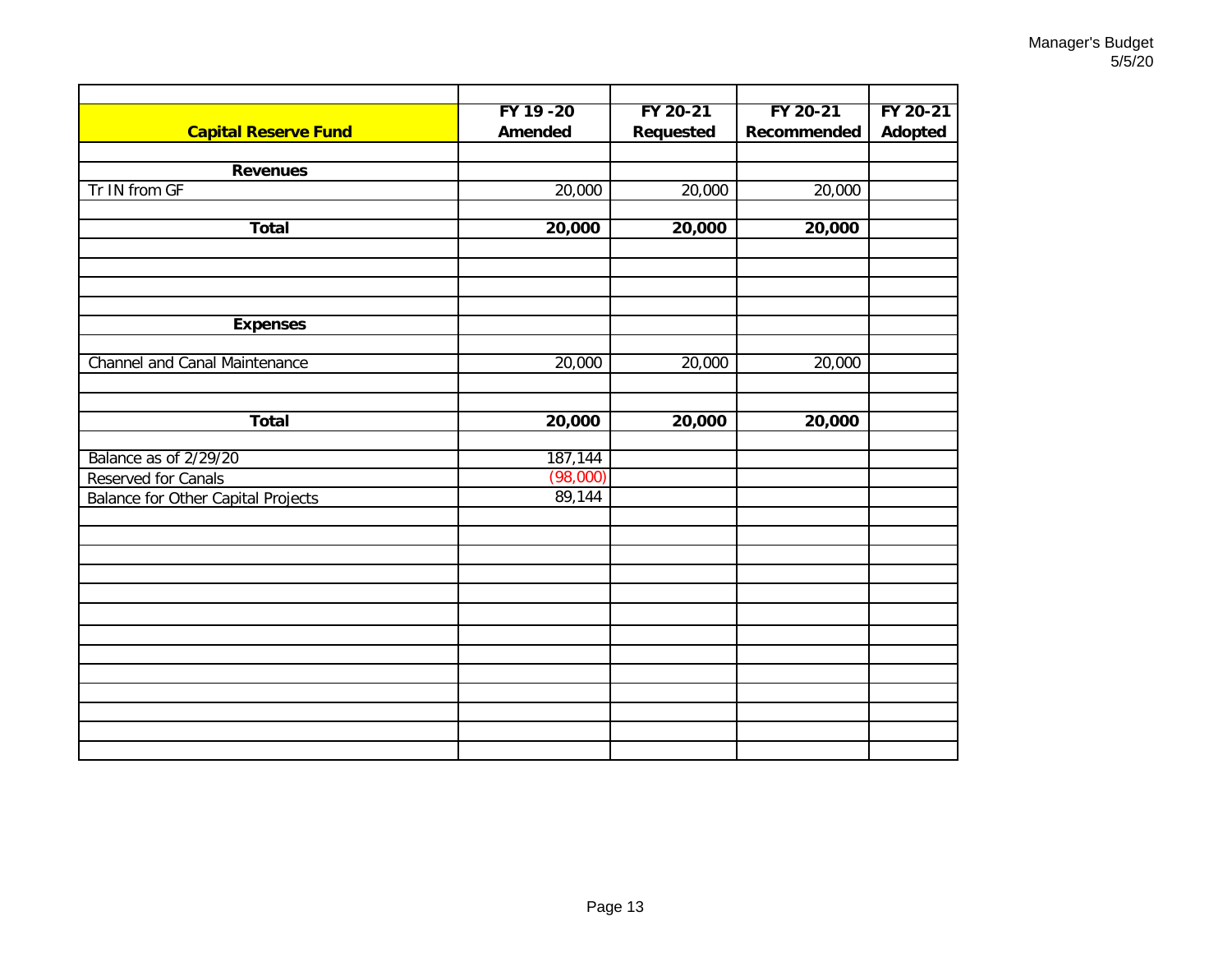Manager's Budget
5/5/20

| Capital Reserve Fund | FY 19 -20 Amended | FY 20-21 Requested | FY 20-21 Recommended | FY 20-21 Adopted |
|---|---|---|---|---|
| **Revenues** | | | | |
| Tr IN from GF | 20,000 | 20,000 | 20,000 | |
| **Total** | **20,000** | **20,000** | **20,000** | |
| **Expenses** | | | | |
| Channel and Canal Maintenance | 20,000 | 20,000 | 20,000 | |
| **Total** | **20,000** | **20,000** | **20,000** | |
| Balance as of 2/29/20 | 187,144 | | | |
| Reserved for Canals | (98,000) | | | |
| Balance for Other Capital Projects | 89,144 | | | |